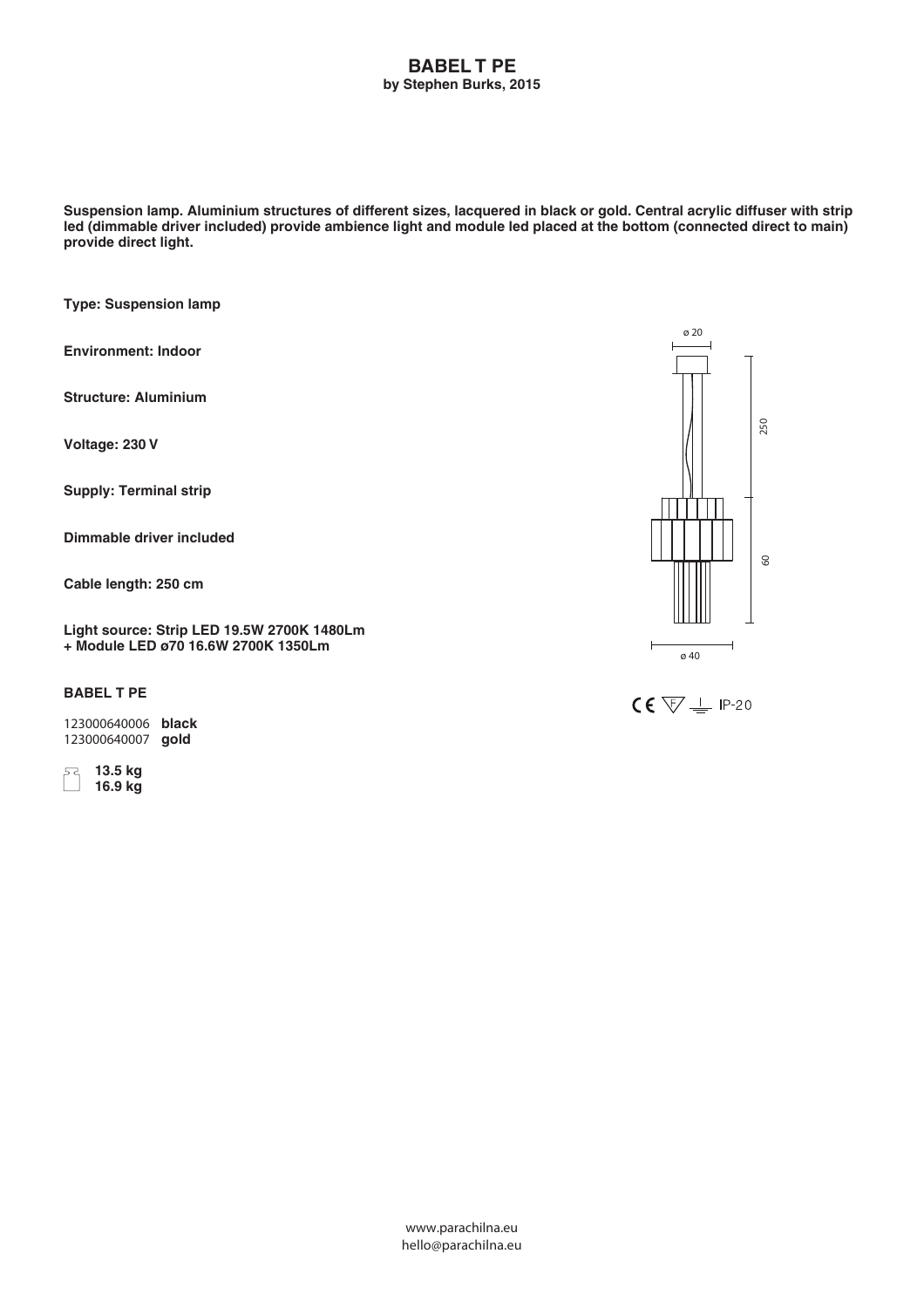# BABEL T PE

**by Stephen Burks, 2015**

**Suspension lamp. Aluminium structures of different sizes, lacquered in black or gold. Central acrylic diffuser with strip led (dimmable driver included) provide ambience light and module led placed at the bottom (connected direct to main) provide direct light.**

**Type: Suspension lamp**

**Environment: Indoor**

**Structure: Aluminium**

**Voltage: 230 V**

**Supply: Terminal strip**

**Dimmable driver included**

**Cable length: 250 cm**

**Light source: Strip LED 19.5W 2700K 1480Lm**
**+ Module LED ø70 16.6W 2700K 1350Lm**

ø 20

250

60

ø 40

CE IP-20

**BABEL T PE**

123000640006 **black**
123000640007 **gold**

**13.5 kg**
**16.9 kg**

www.parachilna.eu
hello@parachilna.eu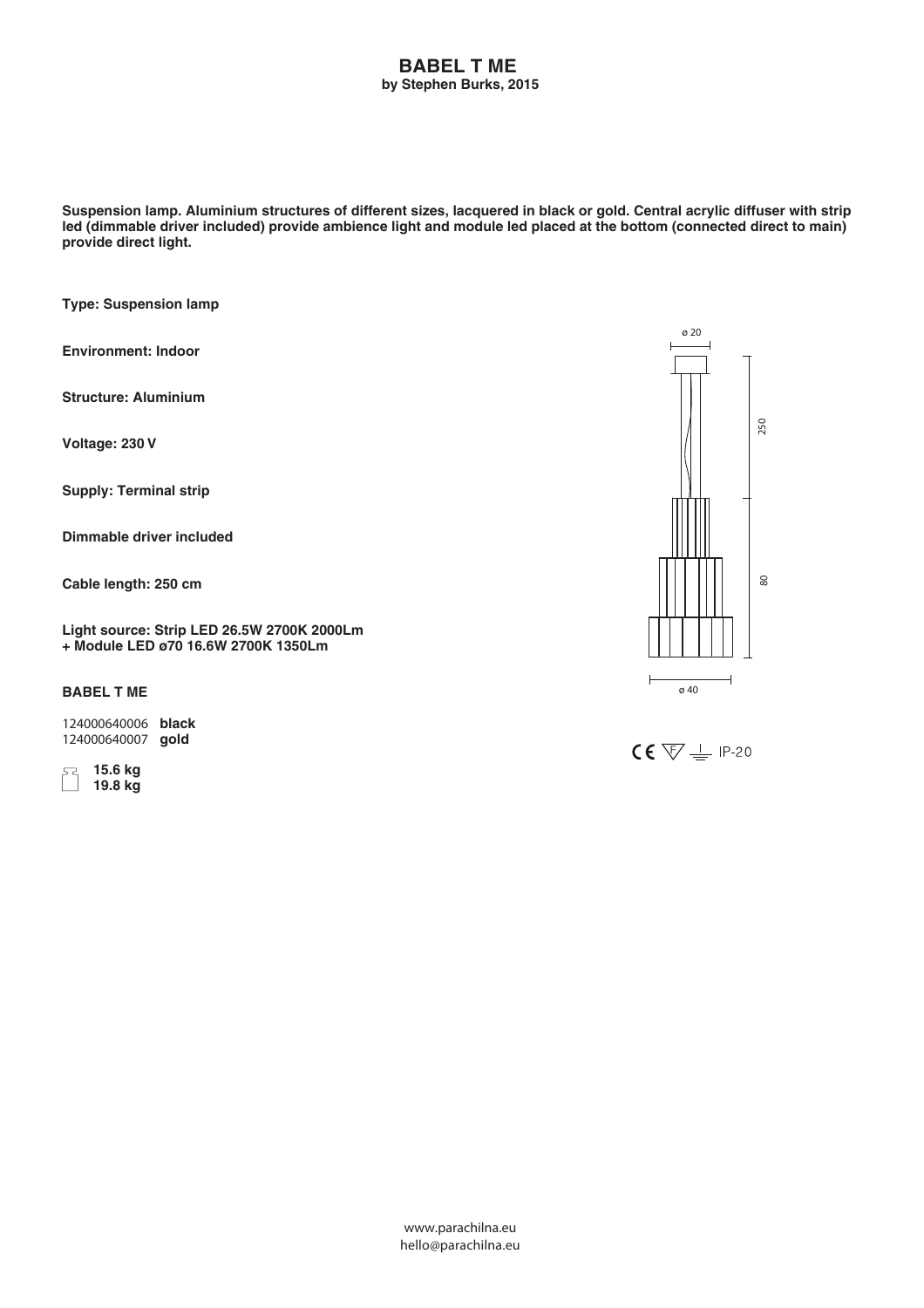# BABEL T ME

**by Stephen Burks, 2015**

**Suspension lamp. Aluminium structures of different sizes, lacquered in black or gold. Central acrylic diffuser with strip led (dimmable driver included) provide ambience light and module led placed at the bottom (connected direct to main) provide direct light.**

**Type: Suspension lamp**

**Environment: Indoor**

**Structure: Aluminium**

**Voltage: 230 V**

**Supply: Terminal strip**

**Dimmable driver included**

**Cable length: 250 cm**

**Light source: Strip LED 26.5W 2700K 2000Lm + Module LED ø70 16.6W 2700K 1350Lm**

ø 20

250

80

ø 40

**BABEL T ME**

124000640006 **black**
124000640007 **gold**

**15.6 kg**
**19.8 kg**

CE IP-20

www.parachilna.eu
hello@parachilna.eu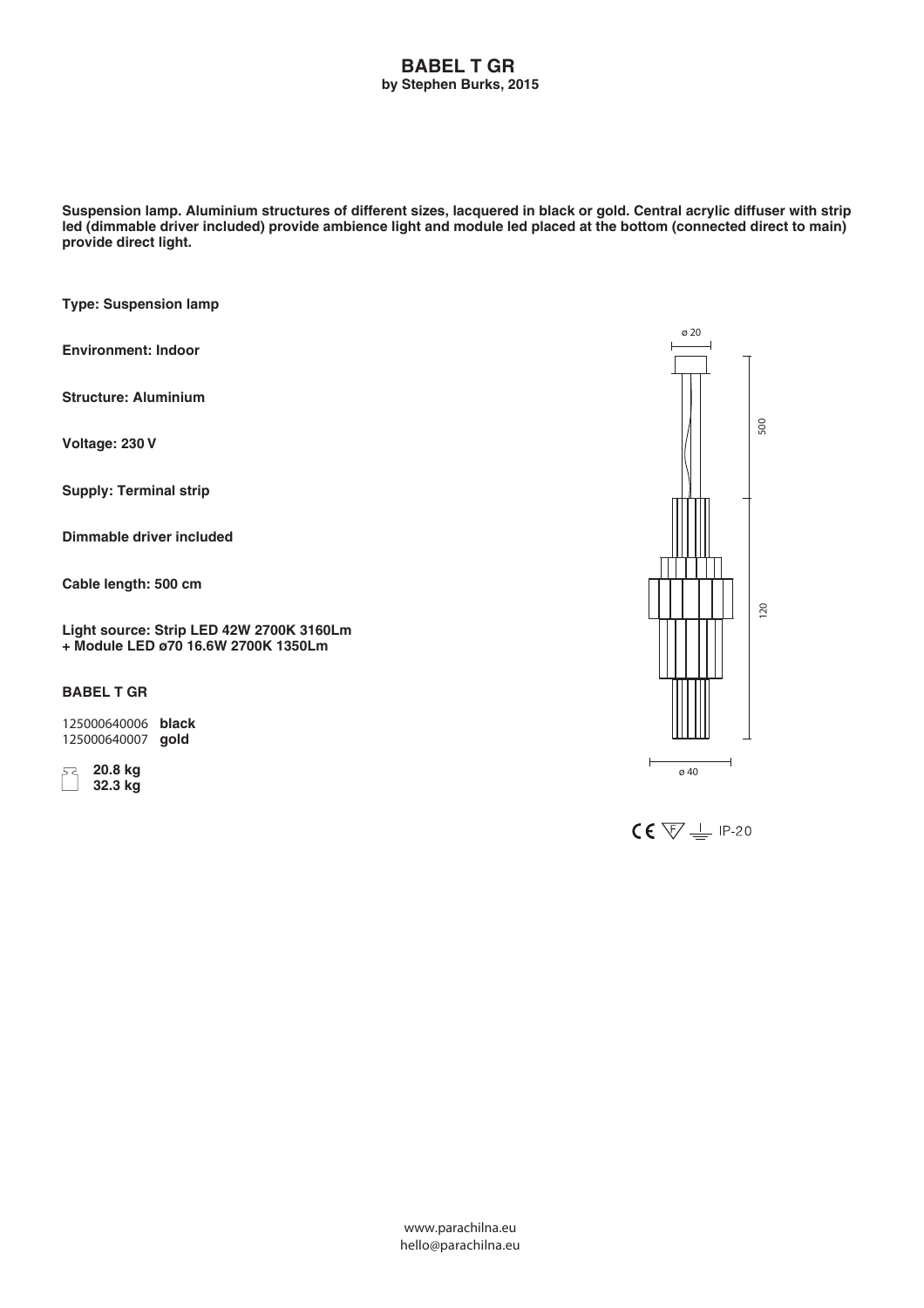# BABEL T GR

**by Stephen Burks, 2015**

**Suspension lamp. Aluminium structures of different sizes, lacquered in black or gold. Central acrylic diffuser with strip led (dimmable driver included) provide ambience light and module led placed at the bottom (connected direct to main) provide direct light.**

**Type: Suspension lamp**

**Environment: Indoor**

**Structure: Aluminium**

**Voltage: 230 V**

**Supply: Terminal strip**

**Dimmable driver included**

**Cable length: 500 cm**

**Light source: Strip LED 42W 2700K 3160Lm**
**+ Module LED ø70 16.6W 2700K 1350Lm**

ø 20

500

120

ø 40

### BABEL T GR

125000640006 **black**
125000640007 **gold**

**20.8 kg**
**32.3 kg**

CE F IP-20

www.parachilna.eu
hello@parachilna.eu